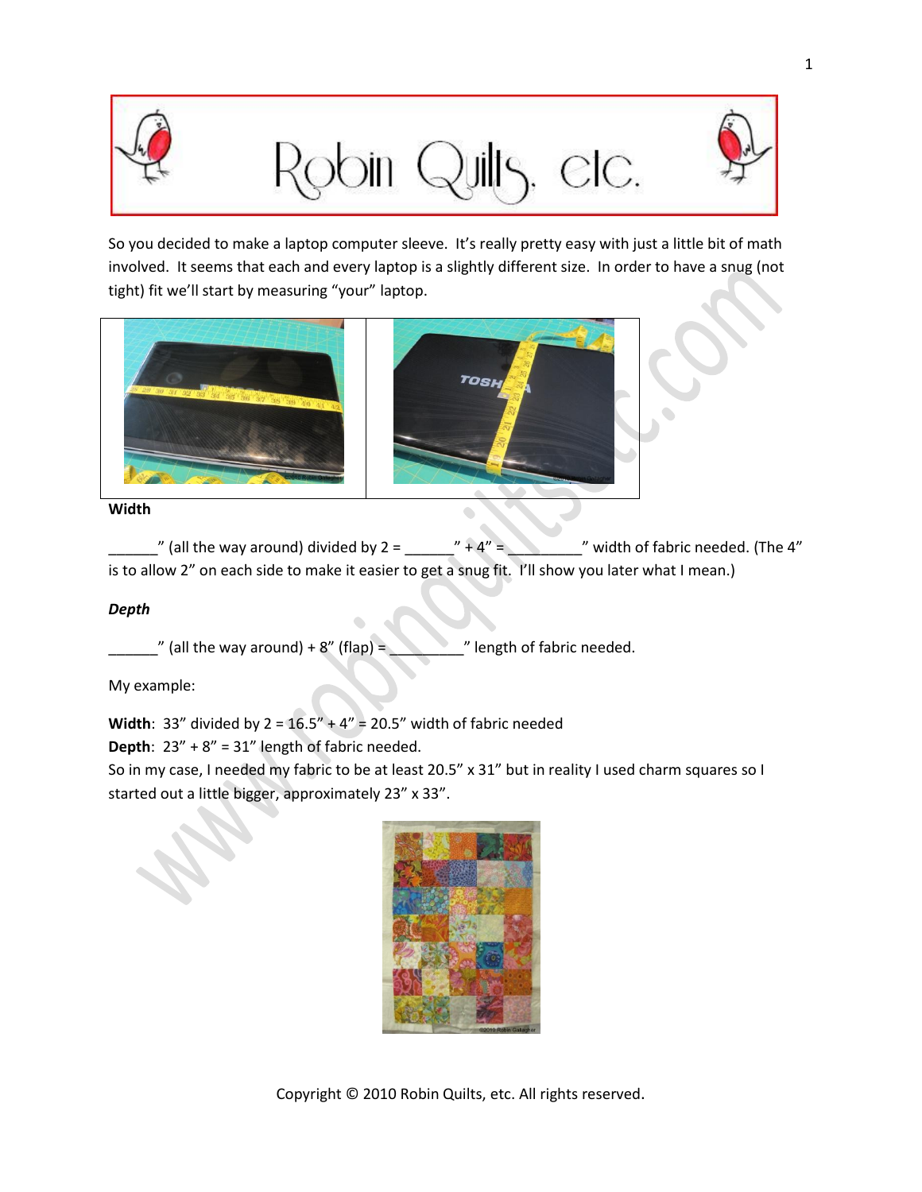# Robin Quilts, etc.

So you decided to make a laptop computer sleeve. It's really pretty easy with just a little bit of math involved. It seems that each and every laptop is a slightly different size. In order to have a snug (not tight) fit we'll start by measuring "your" laptop.

**Width**

______" (all the way around) divided by 2 = ______" + 4" = _________" width of fabric needed. (The 4" is to allow 2" on each side to make it easier to get a snug fit. I'll show you later what I mean.)

***Depth***

______" (all the way around) + 8" (flap) = _________" length of fabric needed.

My example:

**Width**: 33" divided by 2 = 16.5" + 4" = 20.5" width of fabric needed
**Depth**: 23" + 8" = 31" length of fabric needed.
So in my case, I needed my fabric to be at least 20.5" x 31" but in reality I used charm squares so I started out a little bigger, approximately 23" x 33".

Copyright © 2010 Robin Quilts, etc. All rights reserved.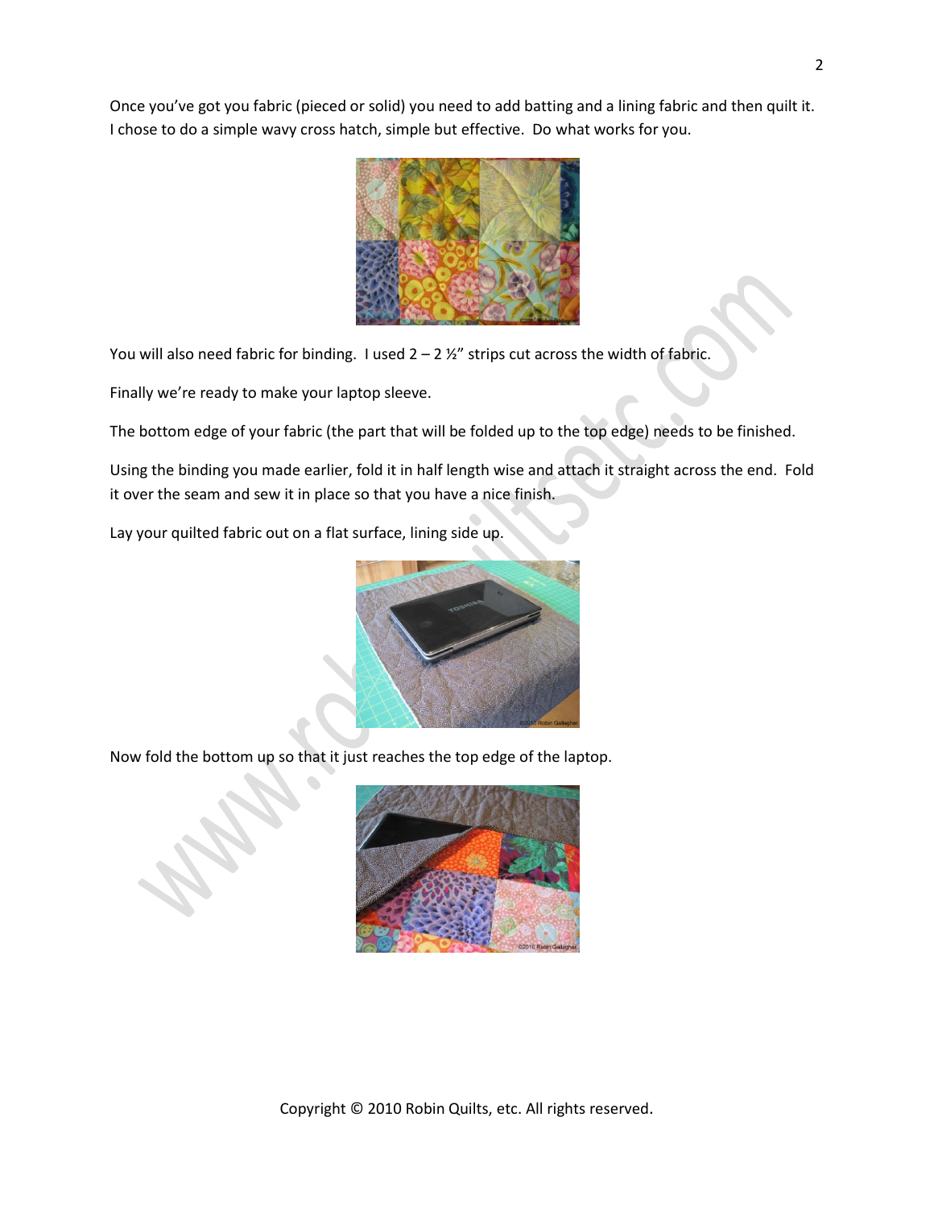Once you've got you fabric (pieced or solid) you need to add batting and a lining fabric and then quilt it. I chose to do a simple wavy cross hatch, simple but effective. Do what works for you.

You will also need fabric for binding. I used 2 – 2 ½" strips cut across the width of fabric.

Finally we're ready to make your laptop sleeve.

The bottom edge of your fabric (the part that will be folded up to the top edge) needs to be finished.

Using the binding you made earlier, fold it in half length wise and attach it straight across the end. Fold it over the seam and sew it in place so that you have a nice finish.

Lay your quilted fabric out on a flat surface, lining side up.

Now fold the bottom up so that it just reaches the top edge of the laptop.

Copyright © 2010 Robin Quilts, etc. All rights reserved.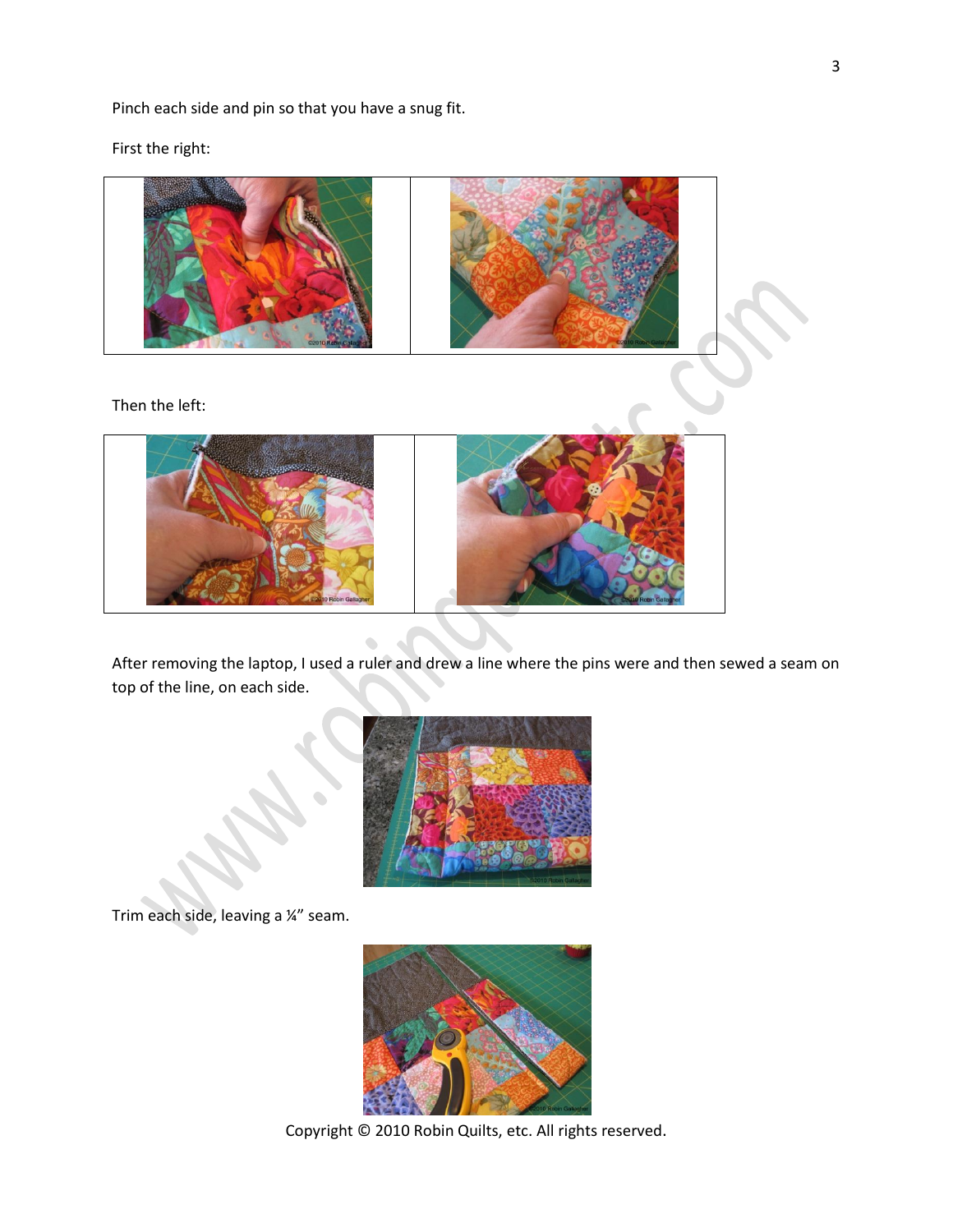Pinch each side and pin so that you have a snug fit.

First the right:

Then the left:

After removing the laptop, I used a ruler and drew a line where the pins were and then sewed a seam on top of the line, on each side.

Trim each side, leaving a ¼" seam.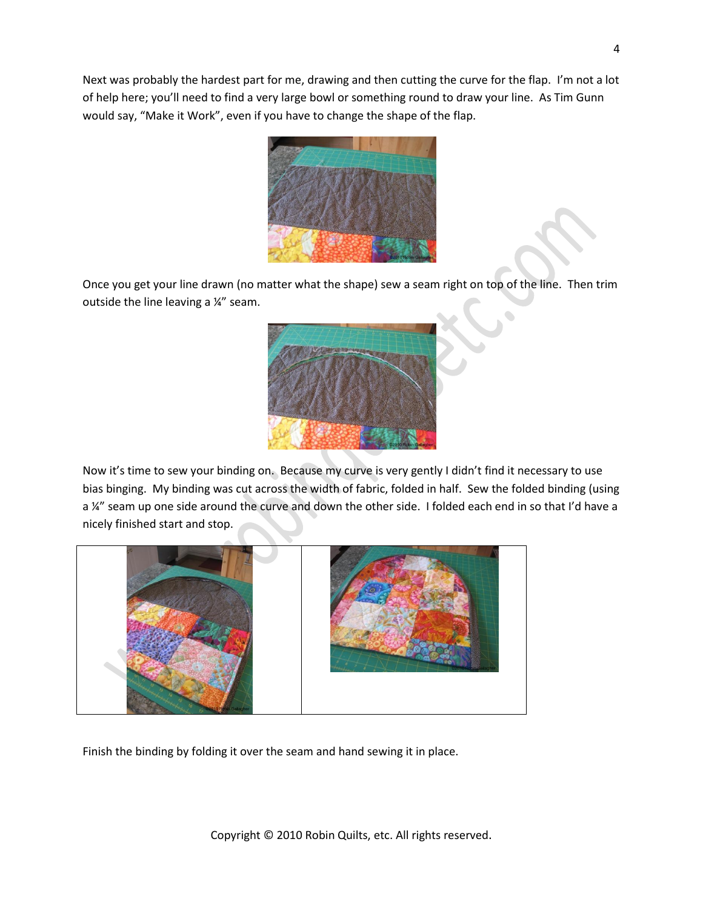Next was probably the hardest part for me, drawing and then cutting the curve for the flap. I'm not a lot of help here; you'll need to find a very large bowl or something round to draw your line. As Tim Gunn would say, "Make it Work", even if you have to change the shape of the flap.

Once you get your line drawn (no matter what the shape) sew a seam right on top of the line. Then trim outside the line leaving a ¼" seam.

Now it's time to sew your binding on. Because my curve is very gently I didn't find it necessary to use bias binging. My binding was cut across the width of fabric, folded in half. Sew the folded binding (using a ¼" seam up one side around the curve and down the other side. I folded each end in so that I'd have a nicely finished start and stop.

Finish the binding by folding it over the seam and hand sewing it in place.

Copyright © 2010 Robin Quilts, etc. All rights reserved.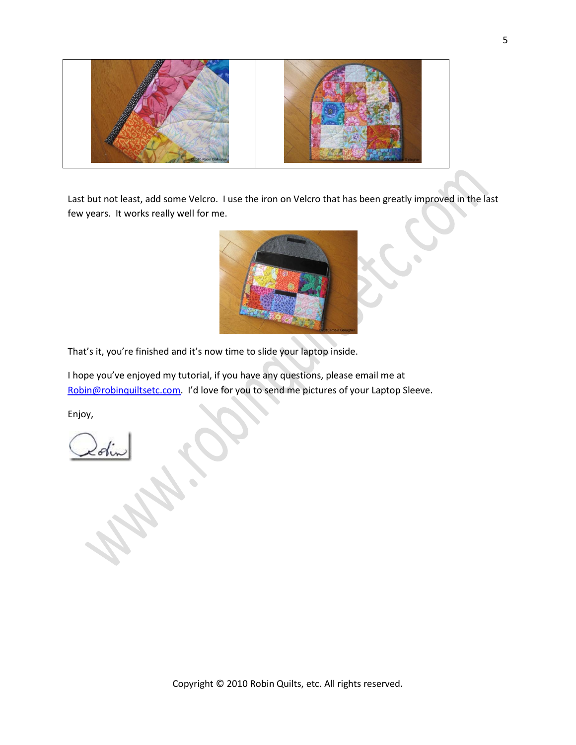Last but not least, add some Velcro.  I use the iron on Velcro that has been greatly improved in the last few years.  It works really well for me.

That's it, you're finished and it's now time to slide your laptop inside.

I hope you've enjoyed my tutorial, if you have any questions, please email me at [Robin@robinquiltsetc.com](mailto:Robin@robinquiltsetc.com).  I'd love for you to send me pictures of your Laptop Sleeve.

Enjoy,

Copyright © 2010 Robin Quilts, etc. All rights reserved.